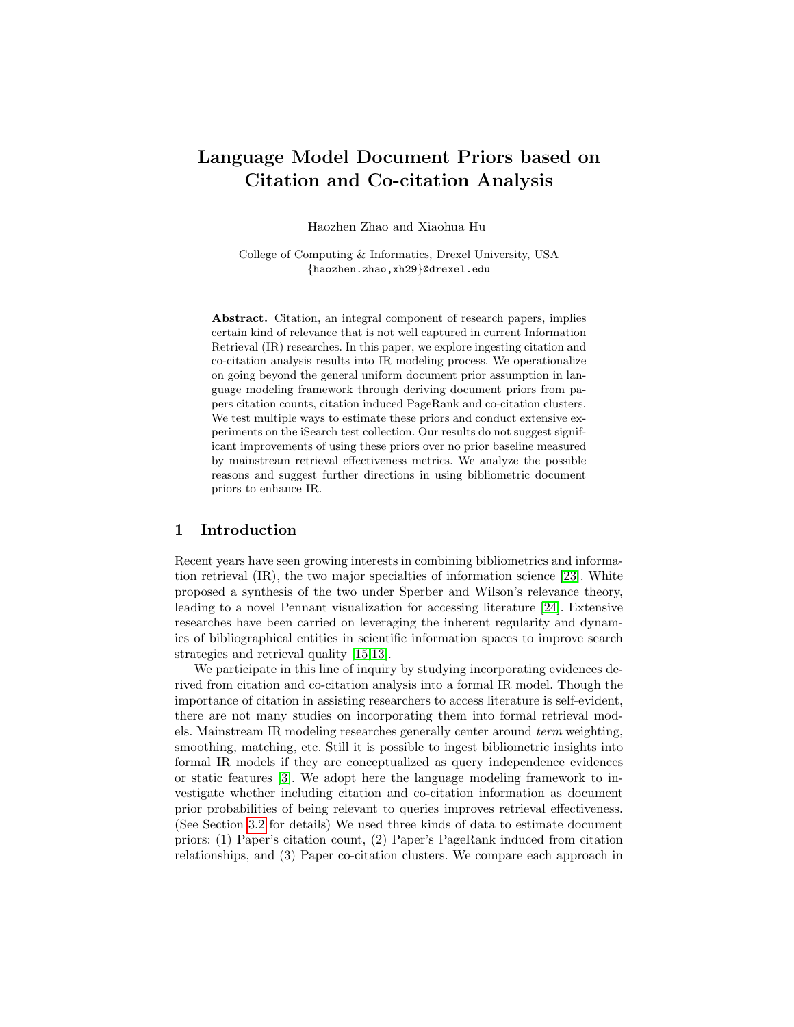# Language Model Document Priors based on Citation and Co-citation Analysis

Haozhen Zhao and Xiaohua Hu

College of Computing & Informatics, Drexel University, USA
{haozhen.zhao,xh29}@drexel.edu

**Abstract.** Citation, an integral component of research papers, implies certain kind of relevance that is not well captured in current Information Retrieval (IR) researches. In this paper, we explore ingesting citation and co-citation analysis results into IR modeling process. We operationalize on going beyond the general uniform document prior assumption in language modeling framework through deriving document priors from papers citation counts, citation induced PageRank and co-citation clusters. We test multiple ways to estimate these priors and conduct extensive experiments on the iSearch test collection. Our results do not suggest significant improvements of using these priors over no prior baseline measured by mainstream retrieval effectiveness metrics. We analyze the possible reasons and suggest further directions in using bibliometric document priors to enhance IR.

## 1 Introduction

Recent years have seen growing interests in combining bibliometrics and information retrieval (IR), the two major specialties of information science [23]. White proposed a synthesis of the two under Sperber and Wilson's relevance theory, leading to a novel Pennant visualization for accessing literature [24]. Extensive researches have been carried on leveraging the inherent regularity and dynamics of bibliographical entities in scientific information spaces to improve search strategies and retrieval quality [15,13].

We participate in this line of inquiry by studying incorporating evidences derived from citation and co-citation analysis into a formal IR model. Though the importance of citation in assisting researchers to access literature is self-evident, there are not many studies on incorporating them into formal retrieval models. Mainstream IR modeling researches generally center around *term* weighting, smoothing, matching, etc. Still it is possible to ingest bibliometric insights into formal IR models if they are conceptualized as query independence evidences or static features [3]. We adopt here the language modeling framework to investigate whether including citation and co-citation information as document prior probabilities of being relevant to queries improves retrieval effectiveness. (See Section 3.2 for details) We used three kinds of data to estimate document priors: (1) Paper's citation count, (2) Paper's PageRank induced from citation relationships, and (3) Paper co-citation clusters. We compare each approach in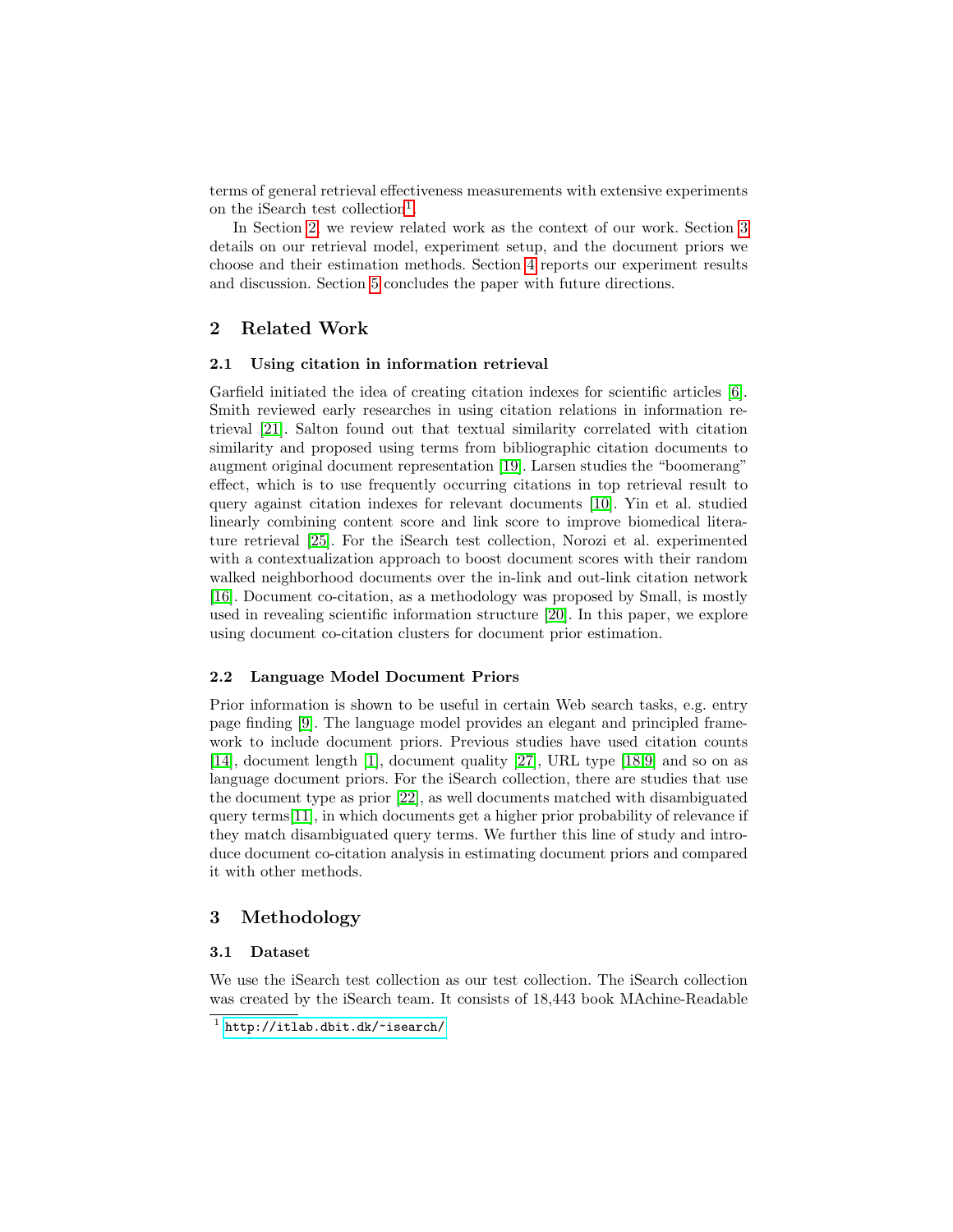terms of general retrieval effectiveness measurements with extensive experiments on the iSearch test collection[1].

In Section 2, we review related work as the context of our work. Section 3 details on our retrieval model, experiment setup, and the document priors we choose and their estimation methods. Section 4 reports our experiment results and discussion. Section 5 concludes the paper with future directions.

## 2 Related Work

### 2.1 Using citation in information retrieval

Garfield initiated the idea of creating citation indexes for scientific articles [6]. Smith reviewed early researches in using citation relations in information retrieval [21]. Salton found out that textual similarity correlated with citation similarity and proposed using terms from bibliographic citation documents to augment original document representation [19]. Larsen studies the "boomerang" effect, which is to use frequently occurring citations in top retrieval result to query against citation indexes for relevant documents [10]. Yin et al. studied linearly combining content score and link score to improve biomedical literature retrieval [25]. For the iSearch test collection, Norozi et al. experimented with a contextualization approach to boost document scores with their random walked neighborhood documents over the in-link and out-link citation network [16]. Document co-citation, as a methodology was proposed by Small, is mostly used in revealing scientific information structure [20]. In this paper, we explore using document co-citation clusters for document prior estimation.

### 2.2 Language Model Document Priors

Prior information is shown to be useful in certain Web search tasks, e.g. entry page finding [9]. The language model provides an elegant and principled framework to include document priors. Previous studies have used citation counts [14], document length [1], document quality [27], URL type [18,9] and so on as language document priors. For the iSearch collection, there are studies that use the document type as prior [22], as well documents matched with disambiguated query terms[11], in which documents get a higher prior probability of relevance if they match disambiguated query terms. We further this line of study and introduce document co-citation analysis in estimating document priors and compared it with other methods.

## 3 Methodology

### 3.1 Dataset

We use the iSearch test collection as our test collection. The iSearch collection was created by the iSearch team. It consists of 18,443 book MAchine-Readable

[1] http://itlab.dbit.dk/~isearch/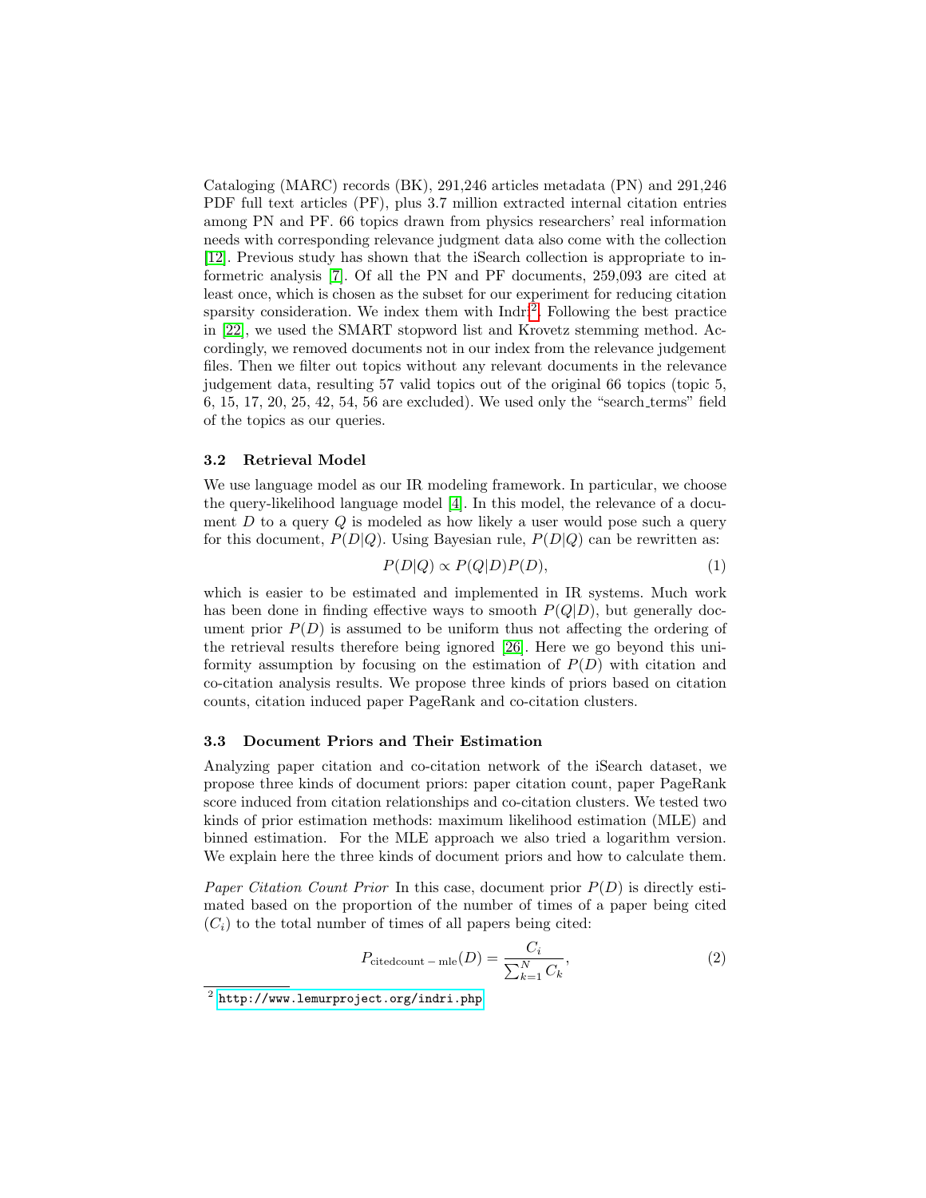Cataloging (MARC) records (BK), 291,246 articles metadata (PN) and 291,246 PDF full text articles (PF), plus 3.7 million extracted internal citation entries among PN and PF. 66 topics drawn from physics researchers' real information needs with corresponding relevance judgment data also come with the collection [12]. Previous study has shown that the iSearch collection is appropriate to informetric analysis [7]. Of all the PN and PF documents, 259,093 are cited at least once, which is chosen as the subset for our experiment for reducing citation sparsity consideration. We index them with Indri[2]. Following the best practice in [22], we used the SMART stopword list and Krovetz stemming method. Accordingly, we removed documents not in our index from the relevance judgement files. Then we filter out topics without any relevant documents in the relevance judgement data, resulting 57 valid topics out of the original 66 topics (topic 5, 6, 15, 17, 20, 25, 42, 54, 56 are excluded). We used only the "search_terms" field of the topics as our queries.

### 3.2 Retrieval Model

We use language model as our IR modeling framework. In particular, we choose the query-likelihood language model [4]. In this model, the relevance of a document $D$ to a query $Q$ is modeled as how likely a user would pose such a query for this document, $P(D|Q)$. Using Bayesian rule, $P(D|Q)$ can be rewritten as:

$$P(D|Q) \propto P(Q|D)P(D), \tag{1}$$

which is easier to be estimated and implemented in IR systems. Much work has been done in finding effective ways to smooth $P(Q|D)$, but generally document prior $P(D)$ is assumed to be uniform thus not affecting the ordering of the retrieval results therefore being ignored [26]. Here we go beyond this uniformity assumption by focusing on the estimation of $P(D)$ with citation and co-citation analysis results. We propose three kinds of priors based on citation counts, citation induced paper PageRank and co-citation clusters.

### 3.3 Document Priors and Their Estimation

Analyzing paper citation and co-citation network of the iSearch dataset, we propose three kinds of document priors: paper citation count, paper PageRank score induced from citation relationships and co-citation clusters. We tested two kinds of prior estimation methods: maximum likelihood estimation (MLE) and binned estimation. For the MLE approach we also tried a logarithm version. We explain here the three kinds of document priors and how to calculate them.

*Paper Citation Count Prior* In this case, document prior $P(D)$ is directly estimated based on the proportion of the number of times of a paper being cited ($C_i$) to the total number of times of all papers being cited:

$$P_{\mathrm{citedcount-mle}}(D) = \frac{C_i}{\sum_{k=1}^{N} C_k}, \tag{2}$$

[2] http://www.lemurproject.org/indri.php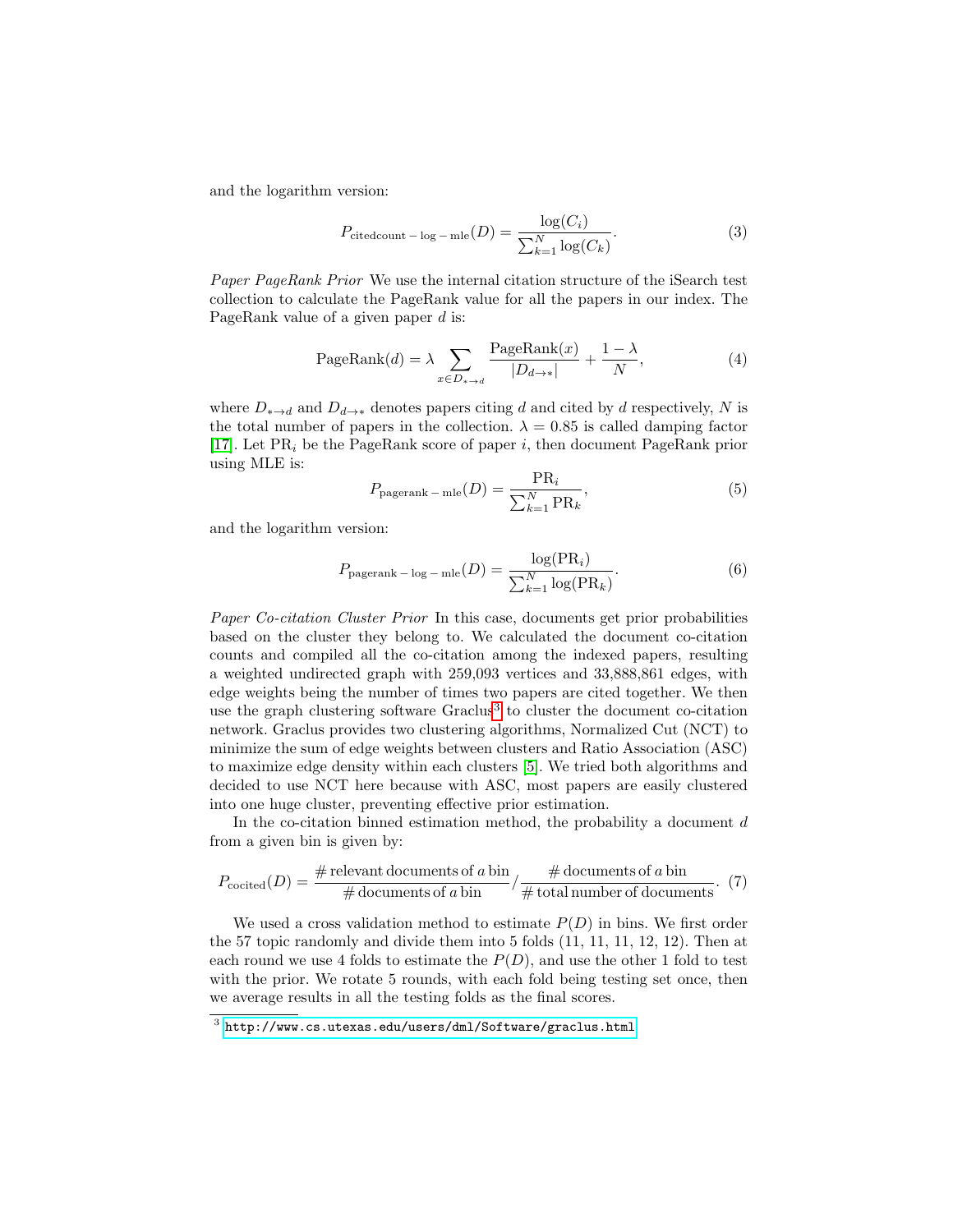and the logarithm version:

$$P_{\mathrm{citedcount-log-mle}}(D) = \frac{\log(C_i)}{\sum_{k=1}^{N} \log(C_k)}. \tag{3}$$

*Paper PageRank Prior* We use the internal citation structure of the iSearch test collection to calculate the PageRank value for all the papers in our index. The PageRank value of a given paper $d$ is:

$$\mathrm{PageRank}(d) = \lambda \sum_{x \in D_{* \to d}} \frac{\mathrm{PageRank}(x)}{|D_{d \to *}|} + \frac{1-\lambda}{N}, \tag{4}$$

where $D_{*\to d}$ and $D_{d \to *}$ denotes papers citing $d$ and cited by $d$ respectively, $N$ is the total number of papers in the collection. $\lambda = 0.85$ is called damping factor [17]. Let $\mathrm{PR}_i$ be the PageRank score of paper $i$, then document PageRank prior using MLE is:

$$P_{\mathrm{pagerank-mle}}(D) = \frac{\mathrm{PR}_i}{\sum_{k=1}^{N} \mathrm{PR}_k}, \tag{5}$$

and the logarithm version:

$$P_{\mathrm{pagerank-log-mle}}(D) = \frac{\log(\mathrm{PR}_i)}{\sum_{k=1}^{N} \log(\mathrm{PR}_k)}. \tag{6}$$

*Paper Co-citation Cluster Prior* In this case, documents get prior probabilities based on the cluster they belong to. We calculated the document co-citation counts and compiled all the co-citation among the indexed papers, resulting a weighted undirected graph with 259,093 vertices and 33,888,861 edges, with edge weights being the number of times two papers are cited together. We then use the graph clustering software Graclus[3] to cluster the document co-citation network. Graclus provides two clustering algorithms, Normalized Cut (NCT) to minimize the sum of edge weights between clusters and Ratio Association (ASC) to maximize edge density within each clusters [5]. We tried both algorithms and decided to use NCT here because with ASC, most papers are easily clustered into one huge cluster, preventing effective prior estimation.

In the co-citation binned estimation method, the probability a document $d$ from a given bin is given by:

$$P_{\mathrm{cocited}}(D) = \frac{\#\,\text{relevant documents of } a \text{ bin}}{\#\,\text{documents of } a \text{ bin}} / \frac{\#\,\text{documents of } a \text{ bin}}{\#\,\text{total number of documents}}. \tag{7}$$

We used a cross validation method to estimate $P(D)$ in bins. We first order the 57 topic randomly and divide them into 5 folds (11, 11, 11, 12, 12). Then at each round we use 4 folds to estimate the $P(D)$, and use the other 1 fold to test with the prior. We rotate 5 rounds, with each fold being testing set once, then we average results in all the testing folds as the final scores.

[3] http://www.cs.utexas.edu/users/dml/Software/graclus.html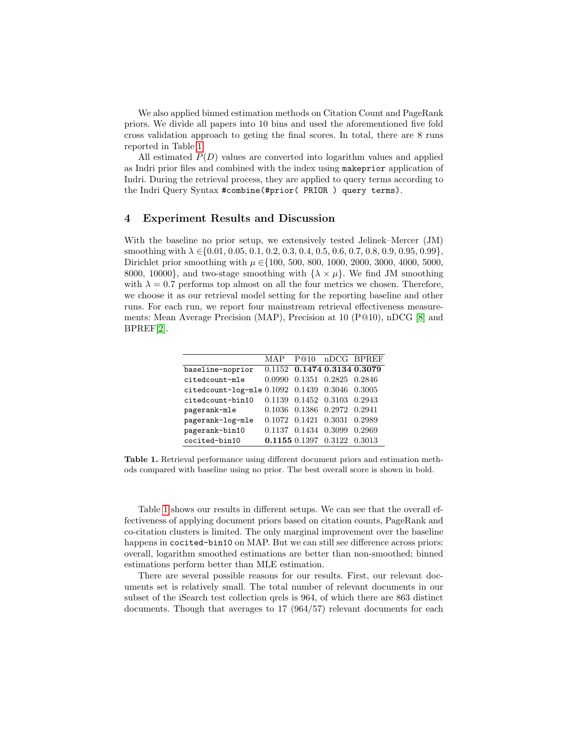We also applied binned estimation methods on Citation Count and PageRank priors. We divide all papers into 10 bins and used the aforementioned five fold cross validation approach to geting the final scores. In total, there are 8 runs reported in Table 1.

All estimated $P(D)$ values are converted into logarithm values and applied as Indri prior files and combined with the index using `makeprior` application of Indri. During the retrieval process, they are applied to query terms according to the Indri Query Syntax `#combine(#prior( PRIOR ) query terms)`.

## 4 Experiment Results and Discussion

With the baseline no prior setup, we extensively tested Jelinek–Mercer (JM) smoothing with $\lambda \in \{0.01, 0.05, 0.1, 0.2, 0.3, 0.4, 0.5, 0.6, 0.7, 0.8, 0.9, 0.95, 0.99\}$, Dirichlet prior smoothing with $\mu \in \{100, 500, 800, 1000, 2000, 3000, 4000, 5000, 8000, 10000\}$, and two-stage smoothing with $\{\lambda \times \mu\}$. We find JM smoothing with $\lambda = 0.7$ performs top almost on all the four metrics we chosen. Therefore, we choose it as our retrieval model setting for the reporting baseline and other runs. For each run, we report four mainstream retrieval effectiveness measurements: Mean Average Precision (MAP), Precision at 10 (P@10), nDCG [8] and BPREF[2].

| | MAP | P@10 | nDCG | BPREF |
|---|---|---|---|---|
| `baseline-noprior` | 0.1152 | **0.1474** | **0.3134** | **0.3079** |
| `citedcount-mle` | 0.0990 | 0.1351 | 0.2825 | 0.2846 |
| `citedcount-log-mle` | 0.1092 | 0.1439 | 0.3046 | 0.3005 |
| `citedcount-bin10` | 0.1139 | 0.1452 | 0.3103 | 0.2943 |
| `pagerank-mle` | 0.1036 | 0.1386 | 0.2972 | 0.2941 |
| `pagerank-log-mle` | 0.1072 | 0.1421 | 0.3031 | 0.2989 |
| `pagerank-bin10` | 0.1137 | 0.1434 | 0.3099 | 0.2969 |
| `cocited-bin10` | **0.1155** | 0.1397 | 0.3122 | 0.3013 |

**Table 1.** Retrieval performance using different document priors and estimation methods compared with baseline using no prior. The best overall score is shown in bold.

Table 1 shows our results in different setups. We can see that the overall effectiveness of applying document priors based on citation counts, PageRank and co-citation clusters is limited. The only marginal improvement over the baseline happens in `cocited-bin10` on MAP. But we can still see difference across priors: overall, logarithm smoothed estimations are better than non-smoothed; binned estimations perform better than MLE estimation.

There are several possible reasons for our results. First, our relevant documents set is relatively small. The total number of relevant documents in our subset of the iSearch test collection qrels is 964, of which there are 863 distinct documents. Though that averages to 17 (964/57) relevant documents for each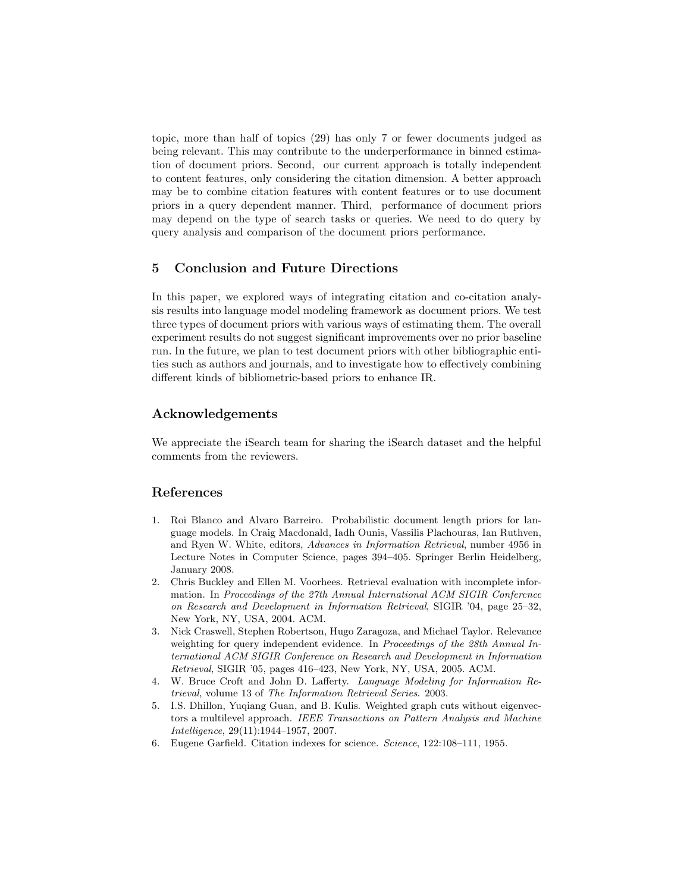topic, more than half of topics (29) has only 7 or fewer documents judged as being relevant. This may contribute to the underperformance in binned estimation of document priors. Second, our current approach is totally independent to content features, only considering the citation dimension. A better approach may be to combine citation features with content features or to use document priors in a query dependent manner. Third, performance of document priors may depend on the type of search tasks or queries. We need to do query by query analysis and comparison of the document priors performance.

## 5 Conclusion and Future Directions

In this paper, we explored ways of integrating citation and co-citation analysis results into language model modeling framework as document priors. We test three types of document priors with various ways of estimating them. The overall experiment results do not suggest significant improvements over no prior baseline run. In the future, we plan to test document priors with other bibliographic entities such as authors and journals, and to investigate how to effectively combining different kinds of bibliometric-based priors to enhance IR.

## Acknowledgements

We appreciate the iSearch team for sharing the iSearch dataset and the helpful comments from the reviewers.

## References

1. Roi Blanco and Alvaro Barreiro. Probabilistic document length priors for language models. In Craig Macdonald, Iadh Ounis, Vassilis Plachouras, Ian Ruthven, and Ryen W. White, editors, *Advances in Information Retrieval*, number 4956 in Lecture Notes in Computer Science, pages 394–405. Springer Berlin Heidelberg, January 2008.
2. Chris Buckley and Ellen M. Voorhees. Retrieval evaluation with incomplete information. In *Proceedings of the 27th Annual International ACM SIGIR Conference on Research and Development in Information Retrieval*, SIGIR '04, page 25–32, New York, NY, USA, 2004. ACM.
3. Nick Craswell, Stephen Robertson, Hugo Zaragoza, and Michael Taylor. Relevance weighting for query independent evidence. In *Proceedings of the 28th Annual International ACM SIGIR Conference on Research and Development in Information Retrieval*, SIGIR '05, pages 416–423, New York, NY, USA, 2005. ACM.
4. W. Bruce Croft and John D. Lafferty. *Language Modeling for Information Retrieval*, volume 13 of *The Information Retrieval Series*. 2003.
5. I.S. Dhillon, Yuqiang Guan, and B. Kulis. Weighted graph cuts without eigenvectors a multilevel approach. *IEEE Transactions on Pattern Analysis and Machine Intelligence*, 29(11):1944–1957, 2007.
6. Eugene Garfield. Citation indexes for science. *Science*, 122:108–111, 1955.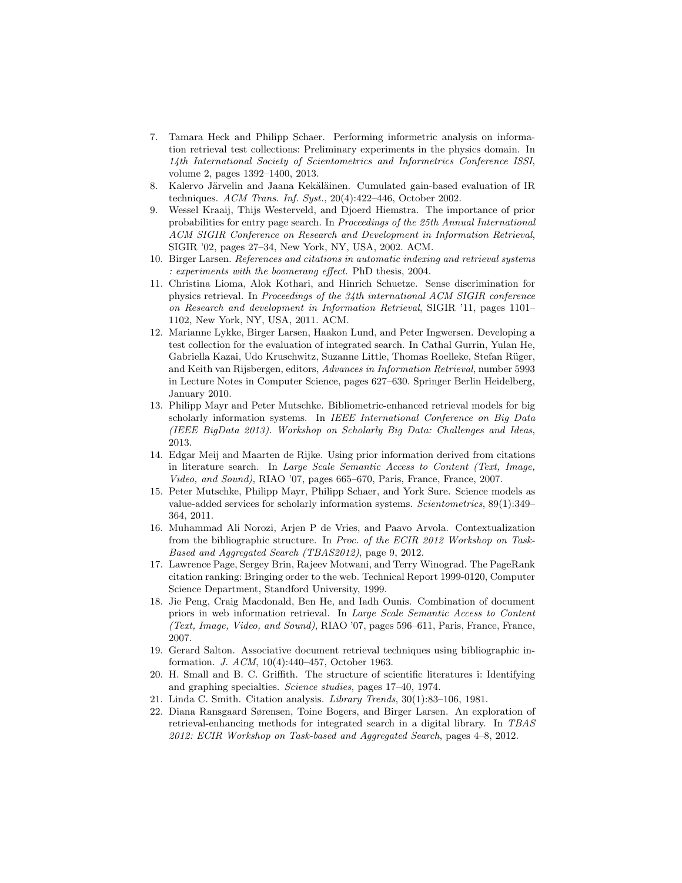7. Tamara Heck and Philipp Schaer. Performing informetric analysis on information retrieval test collections: Preliminary experiments in the physics domain. In *14th International Society of Scientometrics and Informetrics Conference ISSI*, volume 2, pages 1392–1400, 2013.
8. Kalervo Järvelin and Jaana Kekäläinen. Cumulated gain-based evaluation of IR techniques. *ACM Trans. Inf. Syst.*, 20(4):422–446, October 2002.
9. Wessel Kraaij, Thijs Westerveld, and Djoerd Hiemstra. The importance of prior probabilities for entry page search. In *Proceedings of the 25th Annual International ACM SIGIR Conference on Research and Development in Information Retrieval*, SIGIR '02, pages 27–34, New York, NY, USA, 2002. ACM.
10. Birger Larsen. *References and citations in automatic indexing and retrieval systems : experiments with the boomerang effect*. PhD thesis, 2004.
11. Christina Lioma, Alok Kothari, and Hinrich Schuetze. Sense discrimination for physics retrieval. In *Proceedings of the 34th international ACM SIGIR conference on Research and development in Information Retrieval*, SIGIR '11, pages 1101–1102, New York, NY, USA, 2011. ACM.
12. Marianne Lykke, Birger Larsen, Haakon Lund, and Peter Ingwersen. Developing a test collection for the evaluation of integrated search. In Cathal Gurrin, Yulan He, Gabriella Kazai, Udo Kruschwitz, Suzanne Little, Thomas Roelleke, Stefan Rüger, and Keith van Rijsbergen, editors, *Advances in Information Retrieval*, number 5993 in Lecture Notes in Computer Science, pages 627–630. Springer Berlin Heidelberg, January 2010.
13. Philipp Mayr and Peter Mutschke. Bibliometric-enhanced retrieval models for big scholarly information systems. In *IEEE International Conference on Big Data (IEEE BigData 2013). Workshop on Scholarly Big Data: Challenges and Ideas*, 2013.
14. Edgar Meij and Maarten de Rijke. Using prior information derived from citations in literature search. In *Large Scale Semantic Access to Content (Text, Image, Video, and Sound)*, RIAO '07, pages 665–670, Paris, France, France, 2007.
15. Peter Mutschke, Philipp Mayr, Philipp Schaer, and York Sure. Science models as value-added services for scholarly information systems. *Scientometrics*, 89(1):349–364, 2011.
16. Muhammad Ali Norozi, Arjen P de Vries, and Paavo Arvola. Contextualization from the bibliographic structure. In *Proc. of the ECIR 2012 Workshop on Task-Based and Aggregated Search (TBAS2012)*, page 9, 2012.
17. Lawrence Page, Sergey Brin, Rajeev Motwani, and Terry Winograd. The PageRank citation ranking: Bringing order to the web. Technical Report 1999-0120, Computer Science Department, Standford University, 1999.
18. Jie Peng, Craig Macdonald, Ben He, and Iadh Ounis. Combination of document priors in web information retrieval. In *Large Scale Semantic Access to Content (Text, Image, Video, and Sound)*, RIAO '07, pages 596–611, Paris, France, France, 2007.
19. Gerard Salton. Associative document retrieval techniques using bibliographic information. *J. ACM*, 10(4):440–457, October 1963.
20. H. Small and B. C. Griffith. The structure of scientific literatures i: Identifying and graphing specialties. *Science studies*, pages 17–40, 1974.
21. Linda C. Smith. Citation analysis. *Library Trends*, 30(1):83–106, 1981.
22. Diana Ransgaard Sørensen, Toine Bogers, and Birger Larsen. An exploration of retrieval-enhancing methods for integrated search in a digital library. In *TBAS 2012: ECIR Workshop on Task-based and Aggregated Search*, pages 4–8, 2012.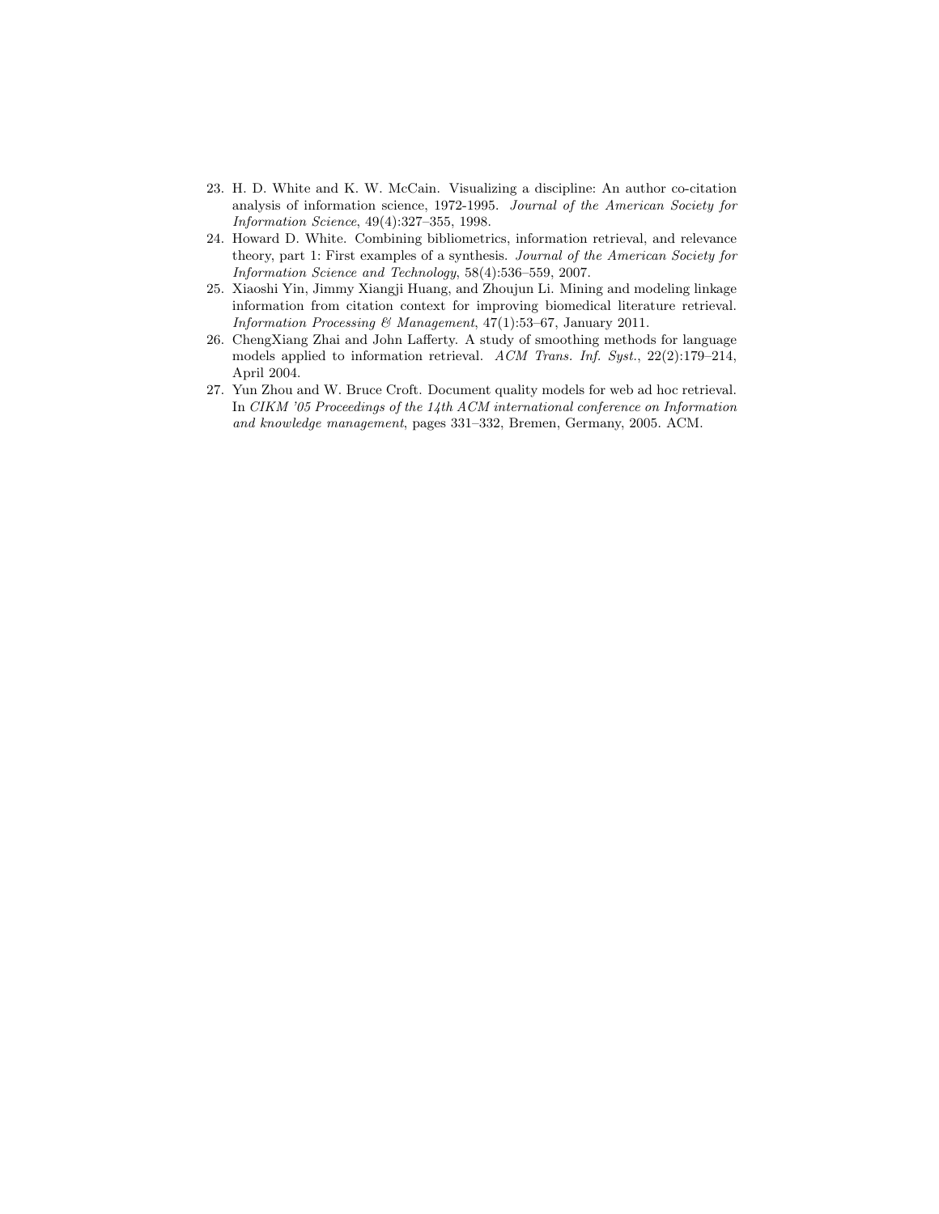23. H. D. White and K. W. McCain. Visualizing a discipline: An author co-citation analysis of information science, 1972-1995. *Journal of the American Society for Information Science*, 49(4):327–355, 1998.
24. Howard D. White. Combining bibliometrics, information retrieval, and relevance theory, part 1: First examples of a synthesis. *Journal of the American Society for Information Science and Technology*, 58(4):536–559, 2007.
25. Xiaoshi Yin, Jimmy Xiangji Huang, and Zhoujun Li. Mining and modeling linkage information from citation context for improving biomedical literature retrieval. *Information Processing & Management*, 47(1):53–67, January 2011.
26. ChengXiang Zhai and John Lafferty. A study of smoothing methods for language models applied to information retrieval. *ACM Trans. Inf. Syst.*, 22(2):179–214, April 2004.
27. Yun Zhou and W. Bruce Croft. Document quality models for web ad hoc retrieval. In *CIKM '05 Proceedings of the 14th ACM international conference on Information and knowledge management*, pages 331–332, Bremen, Germany, 2005. ACM.